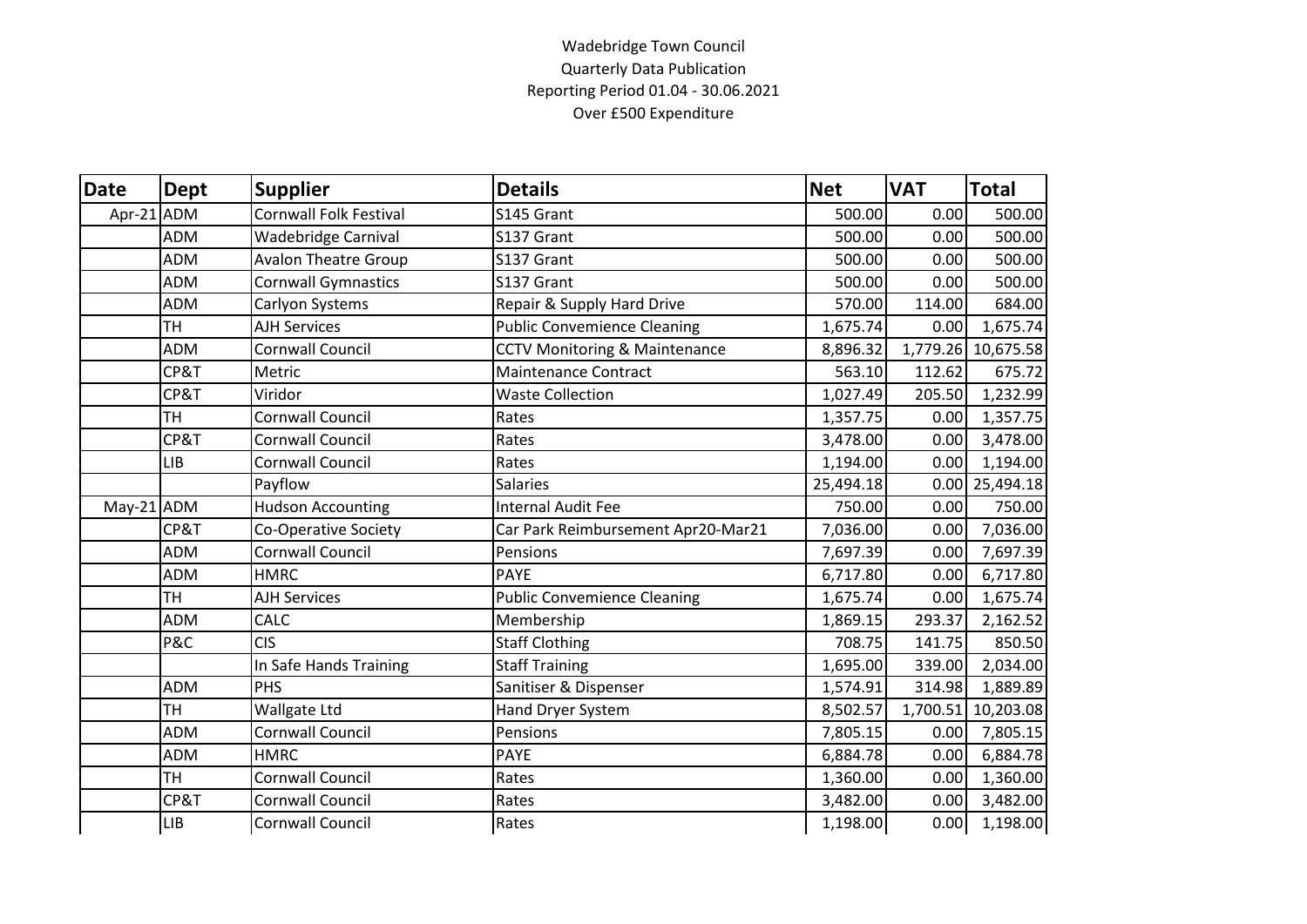Wadebridge Town Council
Quarterly Data Publication
Reporting Period 01.04 - 30.06.2021
Over £500 Expenditure

| Date | Dept | Supplier | Details | Net | VAT | Total |
|---|---|---|---|---|---|---|
| Apr-21 | ADM | Cornwall Folk Festival | S145 Grant | 500.00 | 0.00 | 500.00 |
| | ADM | Wadebridge Carnival | S137 Grant | 500.00 | 0.00 | 500.00 |
| | ADM | Avalon Theatre Group | S137 Grant | 500.00 | 0.00 | 500.00 |
| | ADM | Cornwall Gymnastics | S137 Grant | 500.00 | 0.00 | 500.00 |
| | ADM | Carlyon Systems | Repair & Supply Hard Drive | 570.00 | 114.00 | 684.00 |
| | TH | AJH Services | Public Convemience Cleaning | 1,675.74 | 0.00 | 1,675.74 |
| | ADM | Cornwall Council | CCTV Monitoring & Maintenance | 8,896.32 | 1,779.26 | 10,675.58 |
| | CP&T | Metric | Maintenance Contract | 563.10 | 112.62 | 675.72 |
| | CP&T | Viridor | Waste Collection | 1,027.49 | 205.50 | 1,232.99 |
| | TH | Cornwall Council | Rates | 1,357.75 | 0.00 | 1,357.75 |
| | CP&T | Cornwall Council | Rates | 3,478.00 | 0.00 | 3,478.00 |
| | LIB | Cornwall Council | Rates | 1,194.00 | 0.00 | 1,194.00 |
| | | Payflow | Salaries | 25,494.18 | 0.00 | 25,494.18 |
| May-21 | ADM | Hudson Accounting | Internal Audit Fee | 750.00 | 0.00 | 750.00 |
| | CP&T | Co-Operative Society | Car Park Reimbursement Apr20-Mar21 | 7,036.00 | 0.00 | 7,036.00 |
| | ADM | Cornwall Council | Pensions | 7,697.39 | 0.00 | 7,697.39 |
| | ADM | HMRC | PAYE | 6,717.80 | 0.00 | 6,717.80 |
| | TH | AJH Services | Public Convemience Cleaning | 1,675.74 | 0.00 | 1,675.74 |
| | ADM | CALC | Membership | 1,869.15 | 293.37 | 2,162.52 |
| | P&C | CIS | Staff Clothing | 708.75 | 141.75 | 850.50 |
| | | In Safe Hands Training | Staff Training | 1,695.00 | 339.00 | 2,034.00 |
| | ADM | PHS | Sanitiser & Dispenser | 1,574.91 | 314.98 | 1,889.89 |
| | TH | Wallgate Ltd | Hand Dryer System | 8,502.57 | 1,700.51 | 10,203.08 |
| | ADM | Cornwall Council | Pensions | 7,805.15 | 0.00 | 7,805.15 |
| | ADM | HMRC | PAYE | 6,884.78 | 0.00 | 6,884.78 |
| | TH | Cornwall Council | Rates | 1,360.00 | 0.00 | 1,360.00 |
| | CP&T | Cornwall Council | Rates | 3,482.00 | 0.00 | 3,482.00 |
| | LIB | Cornwall Council | Rates | 1,198.00 | 0.00 | 1,198.00 |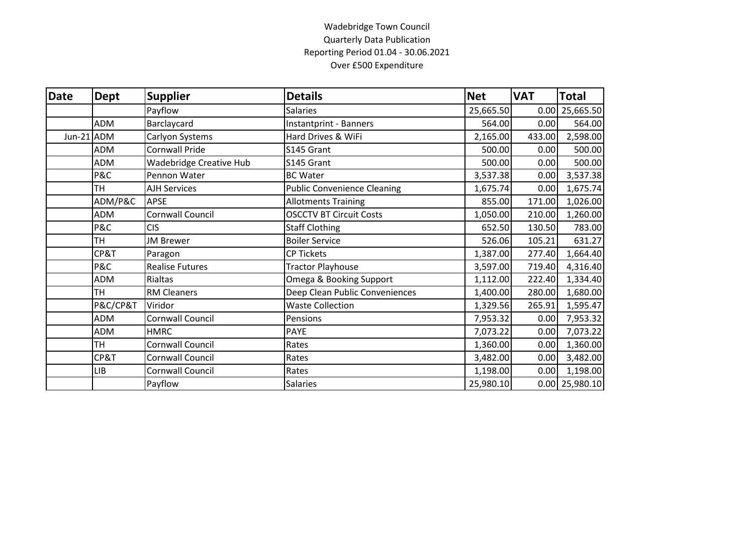Wadebridge Town Council

Quarterly Data Publication

Reporting Period 01.04 - 30.06.2021

Over £500 Expenditure

| Date | Dept | Supplier | Details | Net | VAT | Total |
|---|---|---|---|---|---|---|
| | | Payflow | Salaries | 25,665.50 | 0.00 | 25,665.50 |
| | ADM | Barclaycard | Instantprint - Banners | 564.00 | 0.00 | 564.00 |
| Jun-21 | ADM | Carlyon Systems | Hard Drives & WiFi | 2,165.00 | 433.00 | 2,598.00 |
| | ADM | Cornwall Pride | S145 Grant | 500.00 | 0.00 | 500.00 |
| | ADM | Wadebridge Creative Hub | S145 Grant | 500.00 | 0.00 | 500.00 |
| | P&C | Pennon Water | BC Water | 3,537.38 | 0.00 | 3,537.38 |
| | TH | AJH Services | Public Convenience Cleaning | 1,675.74 | 0.00 | 1,675.74 |
| | ADM/P&C | APSE | Allotments Training | 855.00 | 171.00 | 1,026.00 |
| | ADM | Cornwall Council | OSCCTV BT Circuit Costs | 1,050.00 | 210.00 | 1,260.00 |
| | P&C | CIS | Staff Clothing | 652.50 | 130.50 | 783.00 |
| | TH | JM Brewer | Boiler Service | 526.06 | 105.21 | 631.27 |
| | CP&T | Paragon | CP Tickets | 1,387.00 | 277.40 | 1,664.40 |
| | P&C | Realise Futures | Tractor Playhouse | 3,597.00 | 719.40 | 4,316.40 |
| | ADM | Rialtas | Omega & Booking Support | 1,112.00 | 222.40 | 1,334.40 |
| | TH | RM Cleaners | Deep Clean Public Conveniences | 1,400.00 | 280.00 | 1,680.00 |
| | P&C/CP&T | Viridor | Waste Collection | 1,329.56 | 265.91 | 1,595.47 |
| | ADM | Cornwall Council | Pensions | 7,953.32 | 0.00 | 7,953.32 |
| | ADM | HMRC | PAYE | 7,073.22 | 0.00 | 7,073.22 |
| | TH | Cornwall Council | Rates | 1,360.00 | 0.00 | 1,360.00 |
| | CP&T | Cornwall Council | Rates | 3,482.00 | 0.00 | 3,482.00 |
| | LIB | Cornwall Council | Rates | 1,198.00 | 0.00 | 1,198.00 |
| | | Payflow | Salaries | 25,980.10 | 0.00 | 25,980.10 |